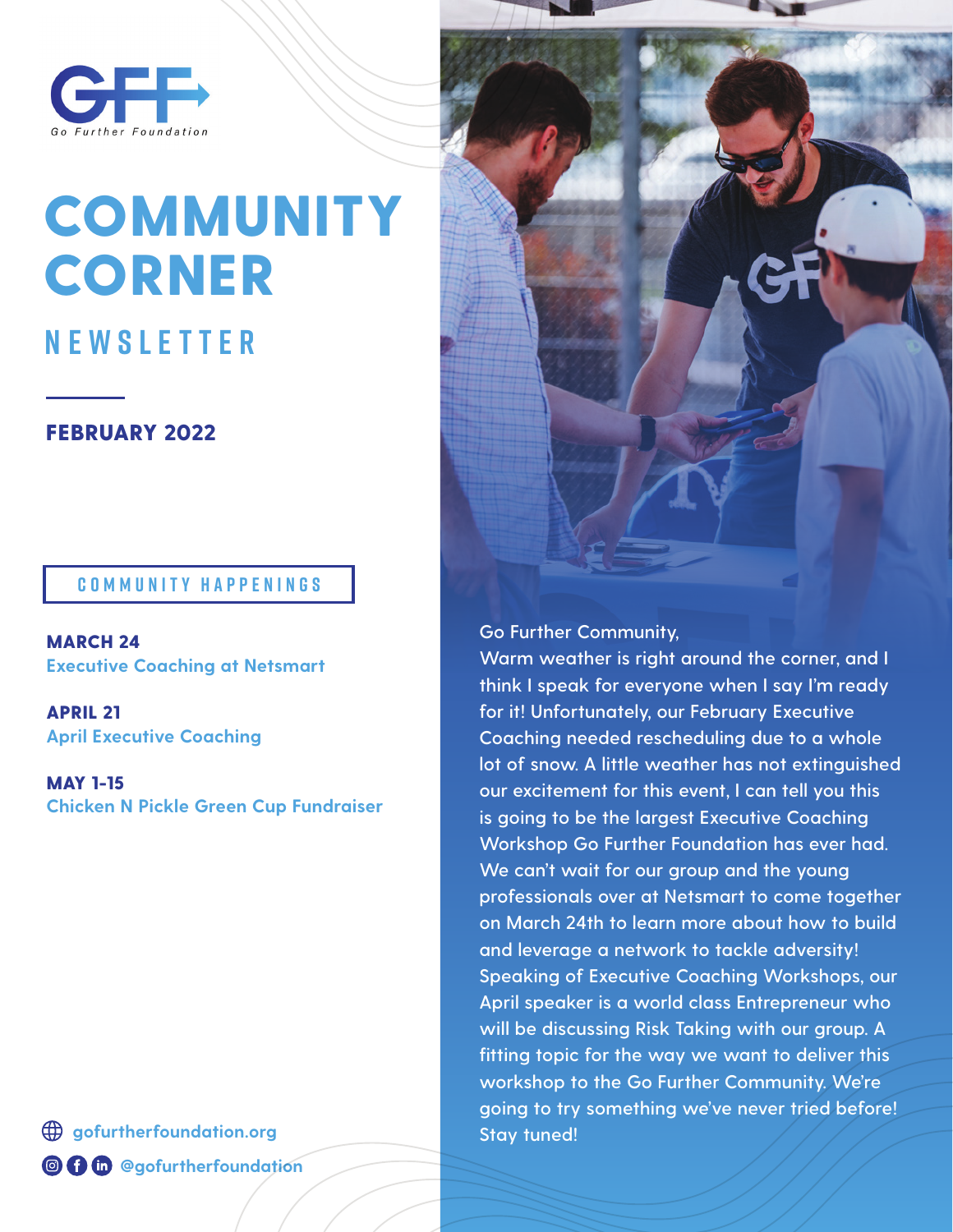GFF

Go Further Foundation

# COMMUNITY CORNER

## NEWSLETTER

**FEBRUARY 2022**

### COMMUNITY HAPPENINGS

**MARCH 24**
Executive Coaching at Netsmart

**APRIL 21**
April Executive Coaching

**MAY 1-15**
Chicken N Pickle Green Cup Fundraiser

gofurtherfoundation.org

@gofurtherfoundation

Go Further Community,

Warm weather is right around the corner, and I think I speak for everyone when I say I'm ready for it! Unfortunately, our February Executive Coaching needed rescheduling due to a whole lot of snow. A little weather has not extinguished our excitement for this event, I can tell you this is going to be the largest Executive Coaching Workshop Go Further Foundation has ever had. We can't wait for our group and the young professionals over at Netsmart to come together on March 24th to learn more about how to build and leverage a network to tackle adversity! Speaking of Executive Coaching Workshops, our April speaker is a world class Entrepreneur who will be discussing Risk Taking with our group. A fitting topic for the way we want to deliver this workshop to the Go Further Community. We're going to try something we've never tried before! Stay tuned!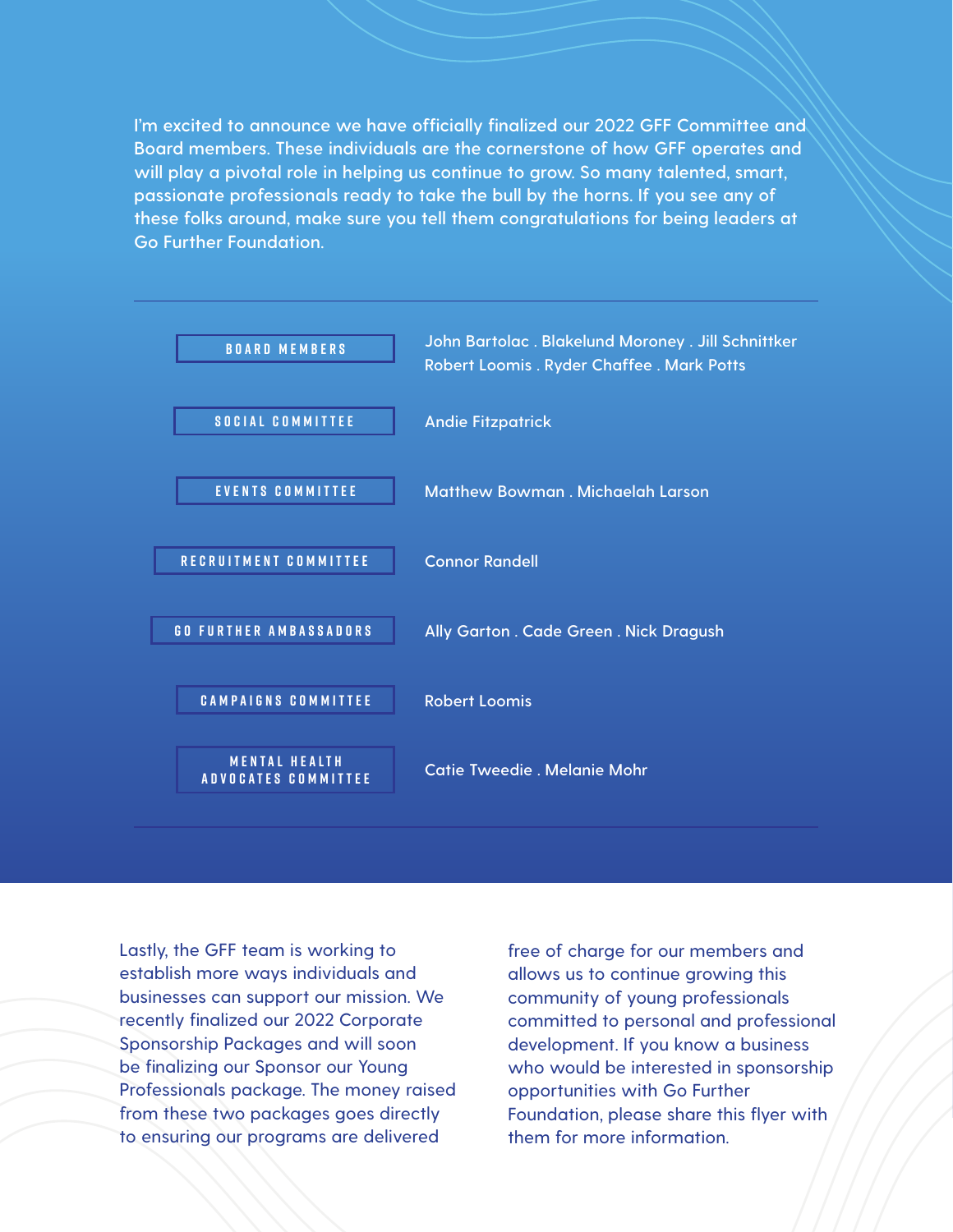I'm excited to announce we have officially finalized our 2022 GFF Committee and Board members. These individuals are the cornerstone of how GFF operates and will play a pivotal role in helping us continue to grow. So many talented, smart, passionate professionals ready to take the bull by the horns. If you see any of these folks around, make sure you tell them congratulations for being leaders at Go Further Foundation.

---

| | |
|---|---|
| **BOARD MEMBERS** | John Bartolac . Blakelund Moroney . Jill Schnittker Robert Loomis . Ryder Chaffee . Mark Potts |
| **SOCIAL COMMITTEE** | Andie Fitzpatrick |
| **EVENTS COMMITTEE** | Matthew Bowman . Michaelah Larson |
| **RECRUITMENT COMMITTEE** | Connor Randell |
| **GO FURTHER AMBASSADORS** | Ally Garton . Cade Green . Nick Dragush |
| **CAMPAIGNS COMMITTEE** | Robert Loomis |
| **MENTAL HEALTH ADVOCATES COMMITTEE** | Catie Tweedie . Melanie Mohr |

---

Lastly, the GFF team is working to establish more ways individuals and businesses can support our mission. We recently finalized our 2022 Corporate Sponsorship Packages and will soon be finalizing our Sponsor our Young Professionals package. The money raised from these two packages goes directly to ensuring our programs are delivered free of charge for our members and allows us to continue growing this community of young professionals committed to personal and professional development. If you know a business who would be interested in sponsorship opportunities with Go Further Foundation, please share this flyer with them for more information.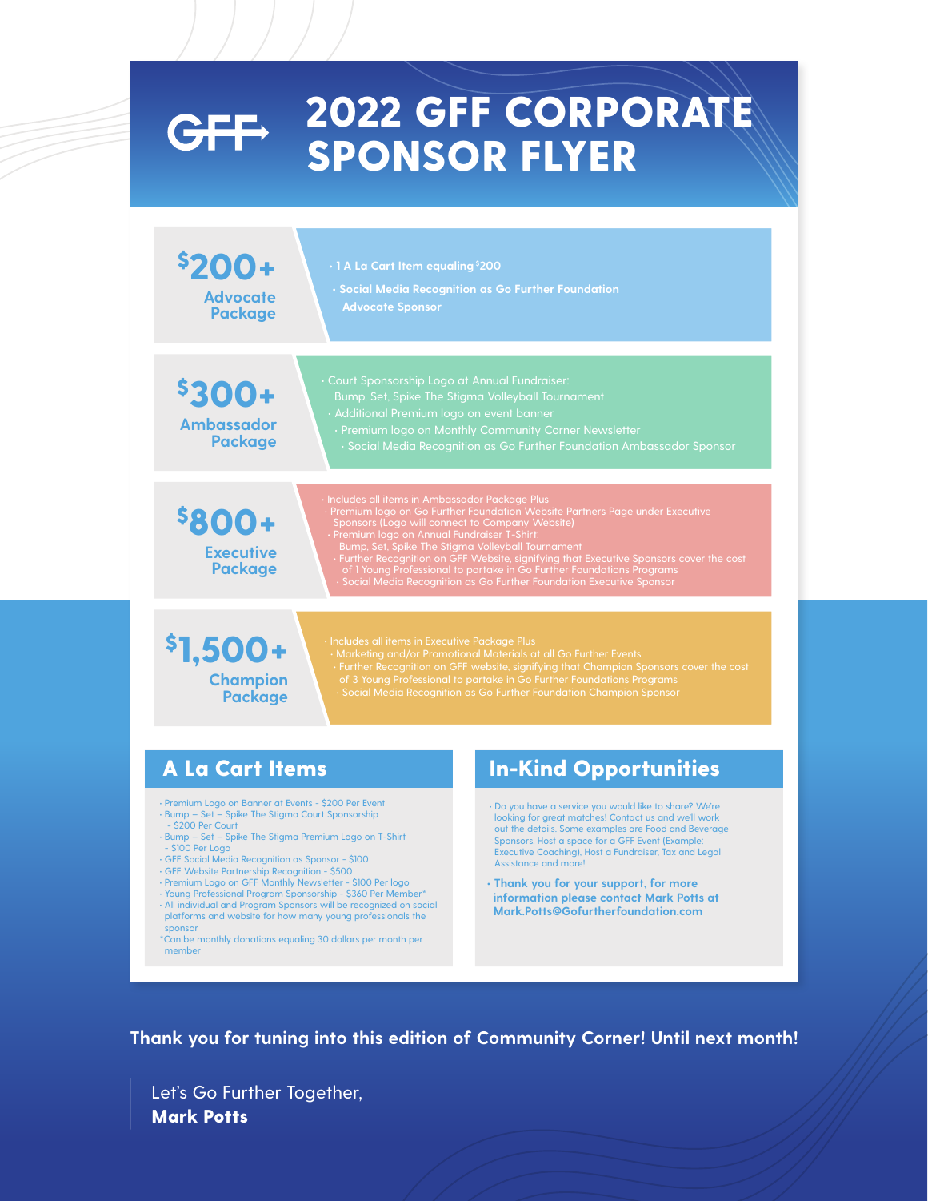# GFF 2022 GFF CORPORATE SPONSOR FLYER

## $200+ Advocate Package

- 1 A La Cart Item equaling $200
- Social Media Recognition as Go Further Foundation Advocate Sponsor

## $300+ Ambassador Package

- Court Sponsorship Logo at Annual Fundraiser: Bump, Set, Spike The Stigma Volleyball Tournament
- Additional Premium logo on event banner
- Premium logo on Monthly Community Corner Newsletter
- Social Media Recognition as Go Further Foundation Ambassador Sponsor

## $800+ Executive Package

- Includes all items in Ambassador Package Plus
- Premium logo on Go Further Foundation Website Partners Page under Executive Sponsors (Logo will connect to Company Website)
- Premium logo on Annual Fundraiser T-Shirt: Bump, Set, Spike The Stigma Volleyball Tournament
- Further Recognition on GFF Website, signifying that Executive Sponsors cover the cost of 1 Young Professional to partake in Go Further Foundations Programs
- Social Media Recognition as Go Further Foundation Executive Sponsor

## $1,500+ Champion Package

- Includes all items in Executive Package Plus
- Marketing and/or Promotional Materials at all Go Further Events
- Further Recognition on GFF website, signifying that Champion Sponsors cover the cost of 3 Young Professional to partake in Go Further Foundations Programs
- Social Media Recognition as Go Further Foundation Champion Sponsor

## A La Cart Items

- Premium Logo on Banner at Events - $200 Per Event
- Bump – Set – Spike The Stigma Court Sponsorship - $200 Per Court
- Bump – Set – Spike The Stigma Premium Logo on T-Shirt - $100 Per Logo
- GFF Social Media Recognition as Sponsor - $100
- GFF Website Partnership Recognition - $500
- Premium Logo on GFF Monthly Newsletter - $100 Per logo
- Young Professional Program Sponsorship - $360 Per Member*
- All individual and Program Sponsors will be recognized on social platforms and website for how many young professionals the sponsor

*Can be monthly donations equaling 30 dollars per month per member

## In-Kind Opportunities

- Do you have a service you would like to share? We're looking for great matches! Contact us and we'll work out the details. Some examples are Food and Beverage Sponsors, Host a space for a GFF Event (Example: Executive Coaching), Host a Fundraiser, Tax and Legal Assistance and more!

- **Thank you for your support, for more information please contact Mark Potts at Mark.Potts@Gofurtherfoundation.com**

**Thank you for tuning into this edition of Community Corner! Until next month!**

Let's Go Further Together,
**Mark Potts**